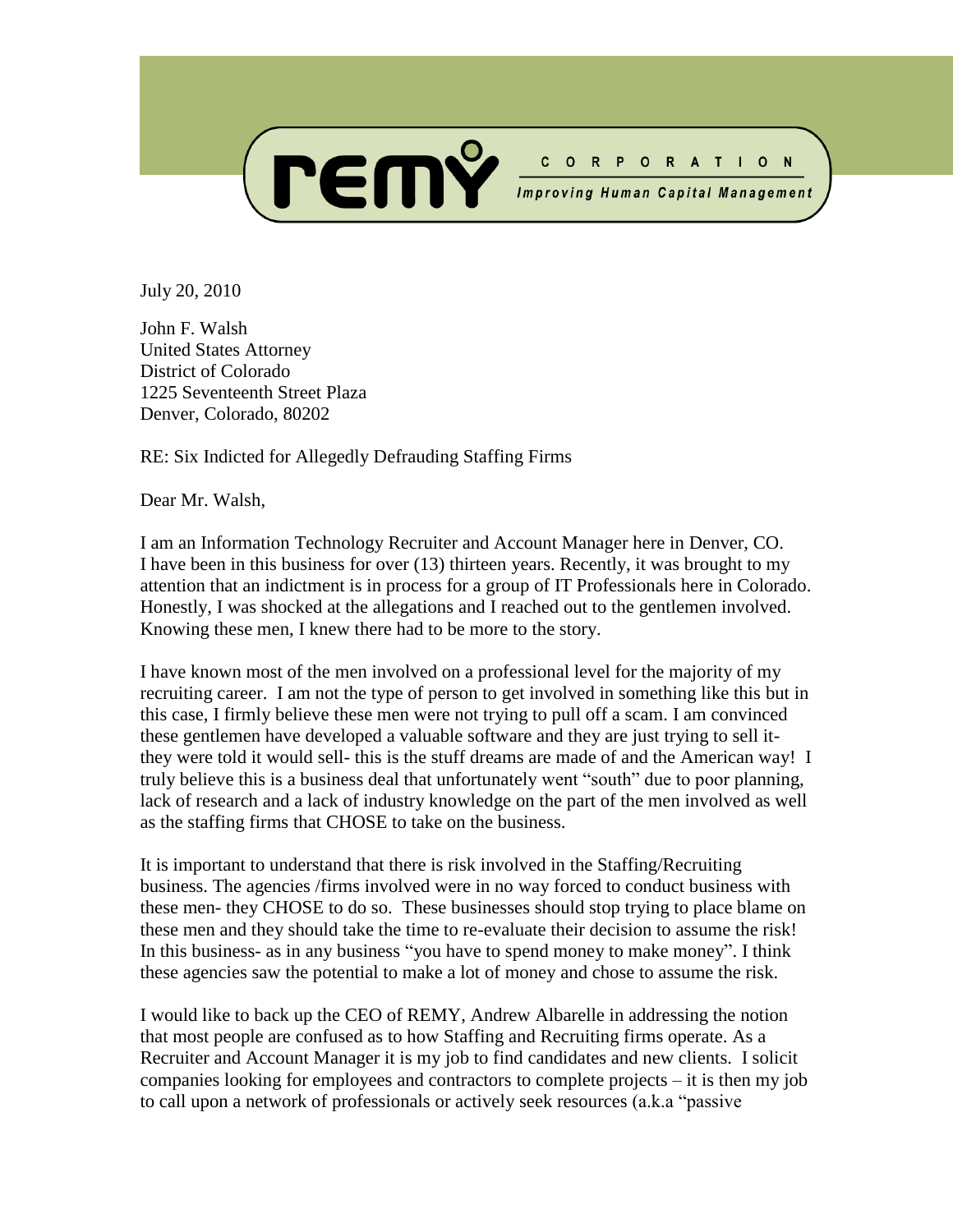**REMY CORPORATION**
*Improving Human Capital Management*

July 20, 2010

John F. Walsh
United States Attorney
District of Colorado
1225 Seventeenth Street Plaza
Denver, Colorado, 80202

RE: Six Indicted for Allegedly Defrauding Staffing Firms

Dear Mr. Walsh,

I am an Information Technology Recruiter and Account Manager here in Denver, CO. I have been in this business for over (13) thirteen years. Recently, it was brought to my attention that an indictment is in process for a group of IT Professionals here in Colorado. Honestly, I was shocked at the allegations and I reached out to the gentlemen involved. Knowing these men, I knew there had to be more to the story.

I have known most of the men involved on a professional level for the majority of my recruiting career. I am not the type of person to get involved in something like this but in this case, I firmly believe these men were not trying to pull off a scam. I am convinced these gentlemen have developed a valuable software and they are just trying to sell it- they were told it would sell- this is the stuff dreams are made of and the American way! I truly believe this is a business deal that unfortunately went "south" due to poor planning, lack of research and a lack of industry knowledge on the part of the men involved as well as the staffing firms that CHOSE to take on the business.

It is important to understand that there is risk involved in the Staffing/Recruiting business. The agencies /firms involved were in no way forced to conduct business with these men- they CHOSE to do so. These businesses should stop trying to place blame on these men and they should take the time to re-evaluate their decision to assume the risk! In this business- as in any business "you have to spend money to make money". I think these agencies saw the potential to make a lot of money and chose to assume the risk.

I would like to back up the CEO of REMY, Andrew Albarelle in addressing the notion that most people are confused as to how Staffing and Recruiting firms operate. As a Recruiter and Account Manager it is my job to find candidates and new clients. I solicit companies looking for employees and contractors to complete projects – it is then my job to call upon a network of professionals or actively seek resources (a.k.a "passive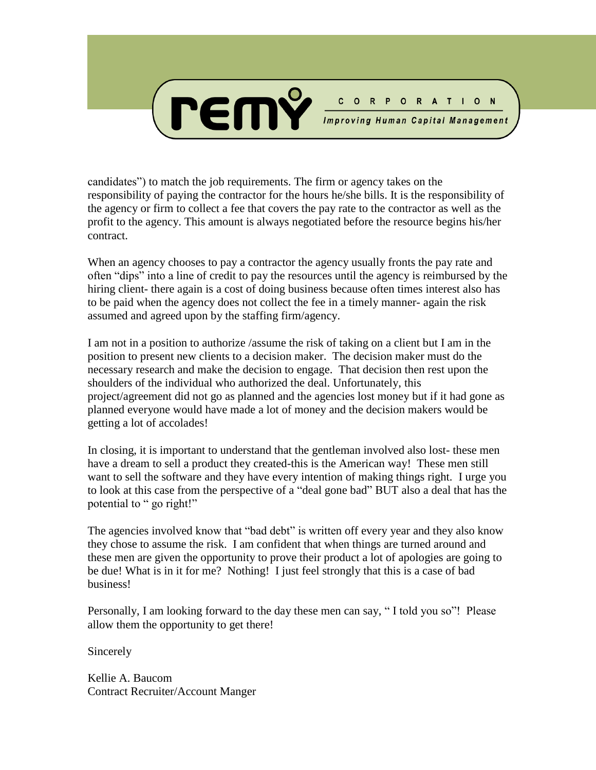candidates") to match the job requirements. The firm or agency takes on the responsibility of paying the contractor for the hours he/she bills. It is the responsibility of the agency or firm to collect a fee that covers the pay rate to the contractor as well as the profit to the agency. This amount is always negotiated before the resource begins his/her contract.

When an agency chooses to pay a contractor the agency usually fronts the pay rate and often "dips" into a line of credit to pay the resources until the agency is reimbursed by the hiring client- there again is a cost of doing business because often times interest also has to be paid when the agency does not collect the fee in a timely manner- again the risk assumed and agreed upon by the staffing firm/agency.

I am not in a position to authorize /assume the risk of taking on a client but I am in the position to present new clients to a decision maker. The decision maker must do the necessary research and make the decision to engage. That decision then rest upon the shoulders of the individual who authorized the deal. Unfortunately, this project/agreement did not go as planned and the agencies lost money but if it had gone as planned everyone would have made a lot of money and the decision makers would be getting a lot of accolades!

In closing, it is important to understand that the gentleman involved also lost- these men have a dream to sell a product they created-this is the American way! These men still want to sell the software and they have every intention of making things right. I urge you to look at this case from the perspective of a "deal gone bad" BUT also a deal that has the potential to " go right!"

The agencies involved know that "bad debt" is written off every year and they also know they chose to assume the risk. I am confident that when things are turned around and these men are given the opportunity to prove their product a lot of apologies are going to be due! What is in it for me? Nothing! I just feel strongly that this is a case of bad business!

Personally, I am looking forward to the day these men can say, " I told you so"! Please allow them the opportunity to get there!

Sincerely

Kellie A. Baucom
Contract Recruiter/Account Manger